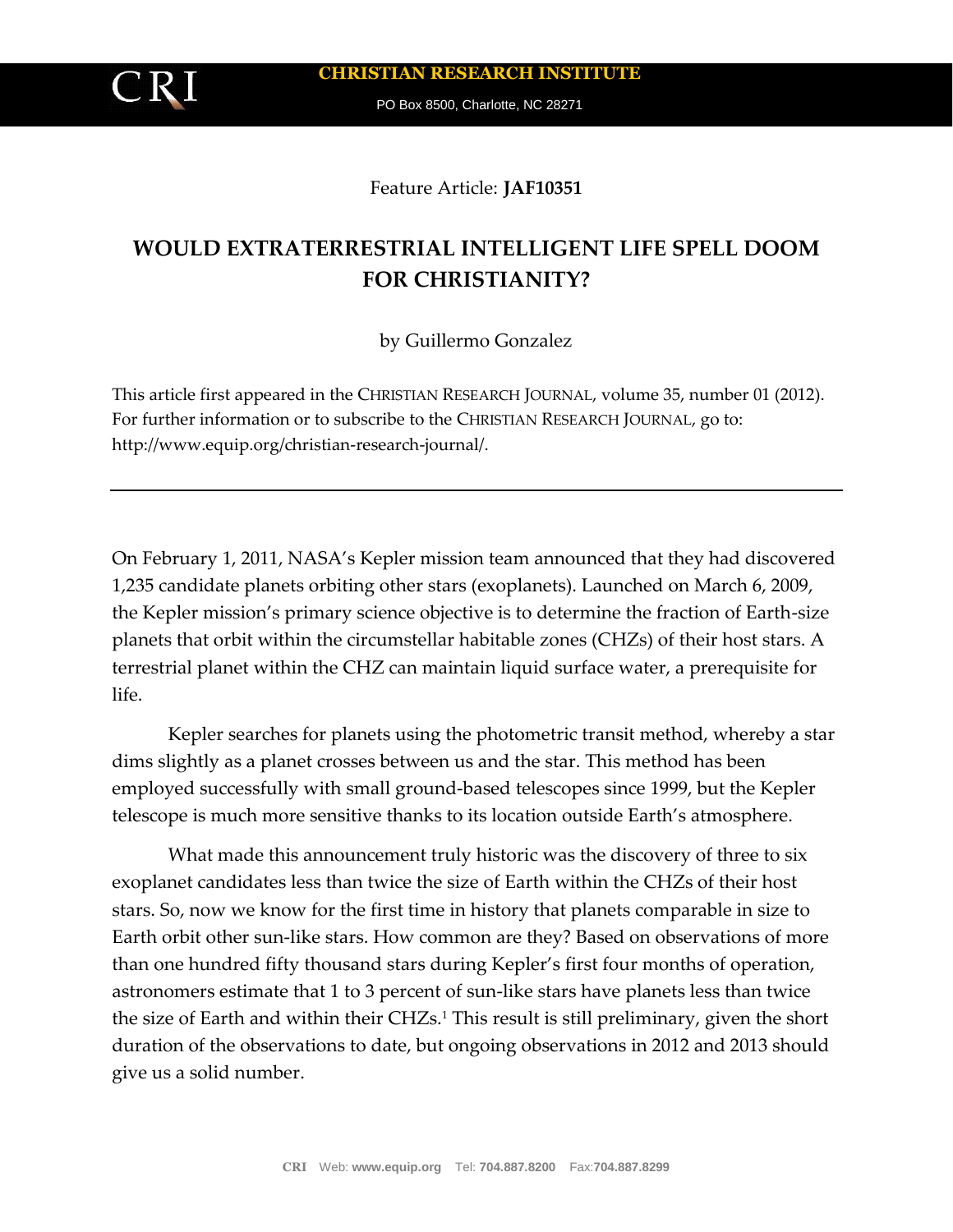CHRISTIAN RESEARCH INSTITUTE

PO Box 8500, Charlotte, NC 28271

Feature Article: **JAF10351**

# WOULD EXTRATERRESTRIAL INTELLIGENT LIFE SPELL DOOM FOR CHRISTIANITY?

by Guillermo Gonzalez

This article first appeared in the CHRISTIAN RESEARCH JOURNAL, volume 35, number 01 (2012). For further information or to subscribe to the CHRISTIAN RESEARCH JOURNAL, go to: http://www.equip.org/christian-research-journal/.

---

On February 1, 2011, NASA's Kepler mission team announced that they had discovered 1,235 candidate planets orbiting other stars (exoplanets). Launched on March 6, 2009, the Kepler mission's primary science objective is to determine the fraction of Earth-size planets that orbit within the circumstellar habitable zones (CHZs) of their host stars. A terrestrial planet within the CHZ can maintain liquid surface water, a prerequisite for life.

Kepler searches for planets using the photometric transit method, whereby a star dims slightly as a planet crosses between us and the star. This method has been employed successfully with small ground-based telescopes since 1999, but the Kepler telescope is much more sensitive thanks to its location outside Earth's atmosphere.

What made this announcement truly historic was the discovery of three to six exoplanet candidates less than twice the size of Earth within the CHZs of their host stars. So, now we know for the first time in history that planets comparable in size to Earth orbit other sun-like stars. How common are they? Based on observations of more than one hundred fifty thousand stars during Kepler's first four months of operation, astronomers estimate that 1 to 3 percent of sun-like stars have planets less than twice the size of Earth and within their CHZs.[1] This result is still preliminary, given the short duration of the observations to date, but ongoing observations in 2012 and 2013 should give us a solid number.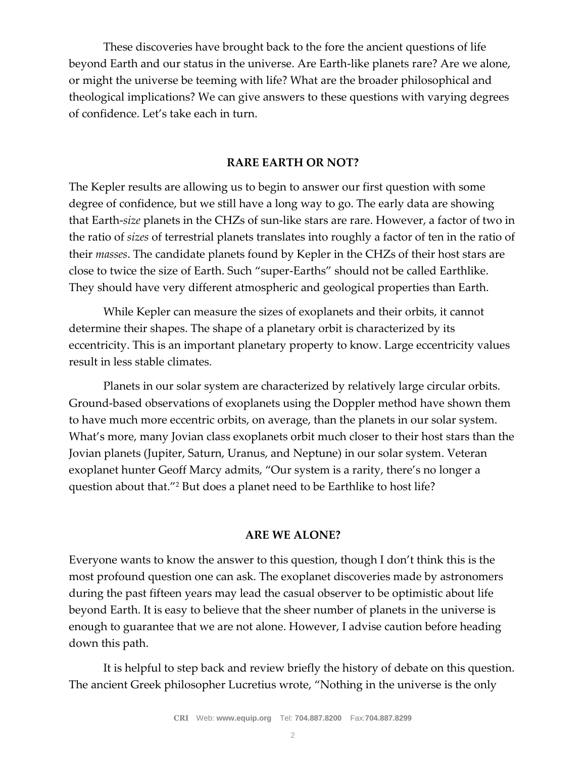These discoveries have brought back to the fore the ancient questions of life beyond Earth and our status in the universe. Are Earth-like planets rare? Are we alone, or might the universe be teeming with life? What are the broader philosophical and theological implications? We can give answers to these questions with varying degrees of confidence. Let's take each in turn.

## RARE EARTH OR NOT?

The Kepler results are allowing us to begin to answer our first question with some degree of confidence, but we still have a long way to go. The early data are showing that Earth-*size* planets in the CHZs of sun-like stars are rare. However, a factor of two in the ratio of *sizes* of terrestrial planets translates into roughly a factor of ten in the ratio of their *masses*. The candidate planets found by Kepler in the CHZs of their host stars are close to twice the size of Earth. Such "super-Earths" should not be called Earthlike. They should have very different atmospheric and geological properties than Earth.

While Kepler can measure the sizes of exoplanets and their orbits, it cannot determine their shapes. The shape of a planetary orbit is characterized by its eccentricity. This is an important planetary property to know. Large eccentricity values result in less stable climates.

Planets in our solar system are characterized by relatively large circular orbits. Ground-based observations of exoplanets using the Doppler method have shown them to have much more eccentric orbits, on average, than the planets in our solar system. What's more, many Jovian class exoplanets orbit much closer to their host stars than the Jovian planets (Jupiter, Saturn, Uranus, and Neptune) in our solar system. Veteran exoplanet hunter Geoff Marcy admits, "Our system is a rarity, there's no longer a question about that."[2] But does a planet need to be Earthlike to host life?

## ARE WE ALONE?

Everyone wants to know the answer to this question, though I don't think this is the most profound question one can ask. The exoplanet discoveries made by astronomers during the past fifteen years may lead the casual observer to be optimistic about life beyond Earth. It is easy to believe that the sheer number of planets in the universe is enough to guarantee that we are not alone. However, I advise caution before heading down this path.

It is helpful to step back and review briefly the history of debate on this question. The ancient Greek philosopher Lucretius wrote, "Nothing in the universe is the only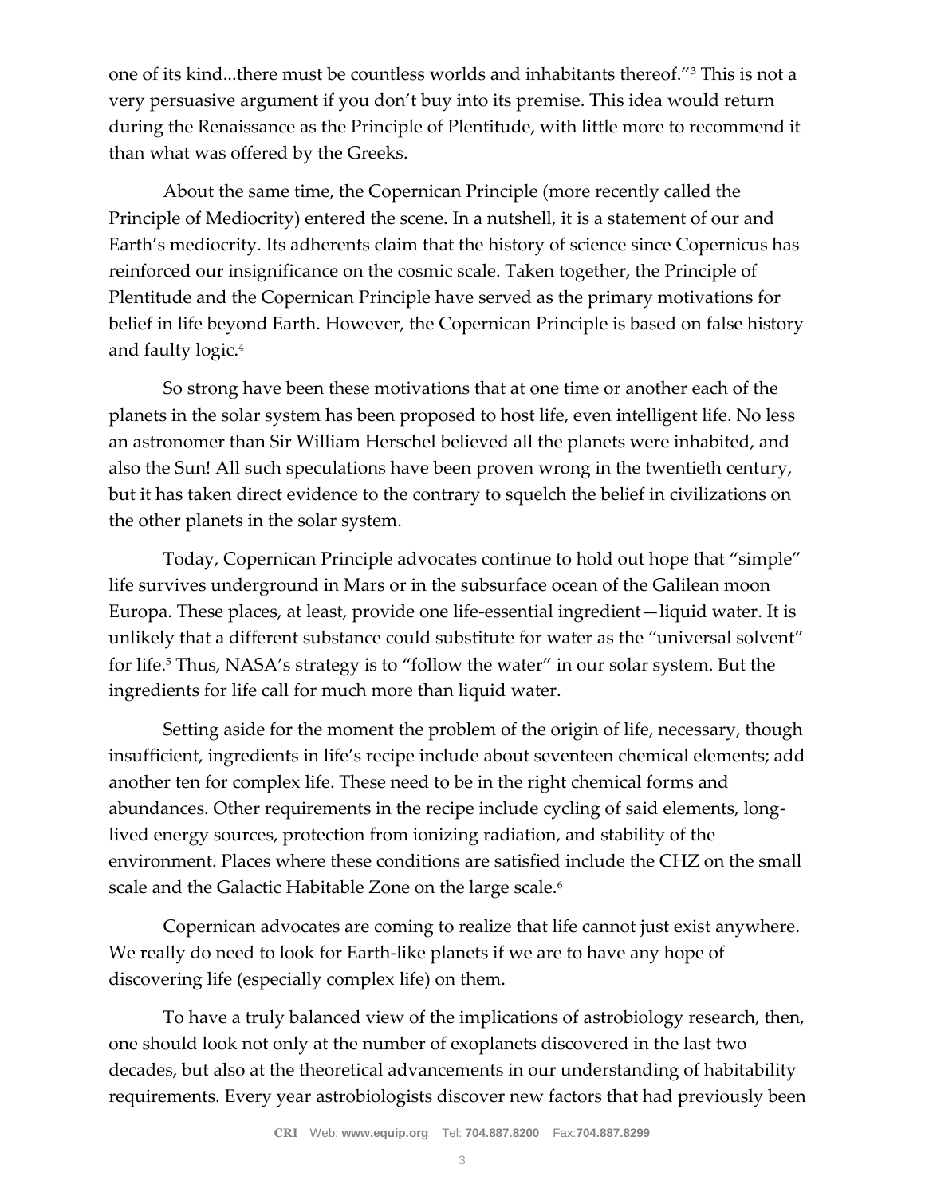one of its kind...there must be countless worlds and inhabitants thereof."[3] This is not a very persuasive argument if you don't buy into its premise. This idea would return during the Renaissance as the Principle of Plentitude, with little more to recommend it than what was offered by the Greeks.

About the same time, the Copernican Principle (more recently called the Principle of Mediocrity) entered the scene. In a nutshell, it is a statement of our and Earth's mediocrity. Its adherents claim that the history of science since Copernicus has reinforced our insignificance on the cosmic scale. Taken together, the Principle of Plentitude and the Copernican Principle have served as the primary motivations for belief in life beyond Earth. However, the Copernican Principle is based on false history and faulty logic.[4]

So strong have been these motivations that at one time or another each of the planets in the solar system has been proposed to host life, even intelligent life. No less an astronomer than Sir William Herschel believed all the planets were inhabited, and also the Sun! All such speculations have been proven wrong in the twentieth century, but it has taken direct evidence to the contrary to squelch the belief in civilizations on the other planets in the solar system.

Today, Copernican Principle advocates continue to hold out hope that "simple" life survives underground in Mars or in the subsurface ocean of the Galilean moon Europa. These places, at least, provide one life-essential ingredient—liquid water. It is unlikely that a different substance could substitute for water as the "universal solvent" for life.[5] Thus, NASA's strategy is to "follow the water" in our solar system. But the ingredients for life call for much more than liquid water.

Setting aside for the moment the problem of the origin of life, necessary, though insufficient, ingredients in life's recipe include about seventeen chemical elements; add another ten for complex life. These need to be in the right chemical forms and abundances. Other requirements in the recipe include cycling of said elements, long-lived energy sources, protection from ionizing radiation, and stability of the environment. Places where these conditions are satisfied include the CHZ on the small scale and the Galactic Habitable Zone on the large scale.[6]

Copernican advocates are coming to realize that life cannot just exist anywhere. We really do need to look for Earth-like planets if we are to have any hope of discovering life (especially complex life) on them.

To have a truly balanced view of the implications of astrobiology research, then, one should look not only at the number of exoplanets discovered in the last two decades, but also at the theoretical advancements in our understanding of habitability requirements. Every year astrobiologists discover new factors that had previously been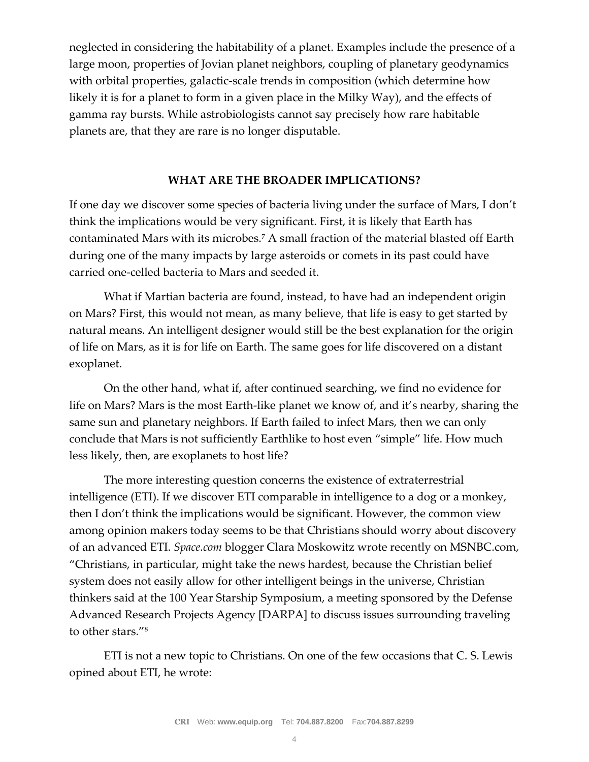neglected in considering the habitability of a planet. Examples include the presence of a large moon, properties of Jovian planet neighbors, coupling of planetary geodynamics with orbital properties, galactic-scale trends in composition (which determine how likely it is for a planet to form in a given place in the Milky Way), and the effects of gamma ray bursts. While astrobiologists cannot say precisely how rare habitable planets are, that they are rare is no longer disputable.

## WHAT ARE THE BROADER IMPLICATIONS?

If one day we discover some species of bacteria living under the surface of Mars, I don't think the implications would be very significant. First, it is likely that Earth has contaminated Mars with its microbes.[7] A small fraction of the material blasted off Earth during one of the many impacts by large asteroids or comets in its past could have carried one-celled bacteria to Mars and seeded it.

What if Martian bacteria are found, instead, to have had an independent origin on Mars? First, this would not mean, as many believe, that life is easy to get started by natural means. An intelligent designer would still be the best explanation for the origin of life on Mars, as it is for life on Earth. The same goes for life discovered on a distant exoplanet.

On the other hand, what if, after continued searching, we find no evidence for life on Mars? Mars is the most Earth-like planet we know of, and it's nearby, sharing the same sun and planetary neighbors. If Earth failed to infect Mars, then we can only conclude that Mars is not sufficiently Earthlike to host even "simple" life. How much less likely, then, are exoplanets to host life?

The more interesting question concerns the existence of extraterrestrial intelligence (ETI). If we discover ETI comparable in intelligence to a dog or a monkey, then I don't think the implications would be significant. However, the common view among opinion makers today seems to be that Christians should worry about discovery of an advanced ETI. *Space.com* blogger Clara Moskowitz wrote recently on MSNBC.com, "Christians, in particular, might take the news hardest, because the Christian belief system does not easily allow for other intelligent beings in the universe, Christian thinkers said at the 100 Year Starship Symposium, a meeting sponsored by the Defense Advanced Research Projects Agency [DARPA] to discuss issues surrounding traveling to other stars."[8]

ETI is not a new topic to Christians. On one of the few occasions that C. S. Lewis opined about ETI, he wrote: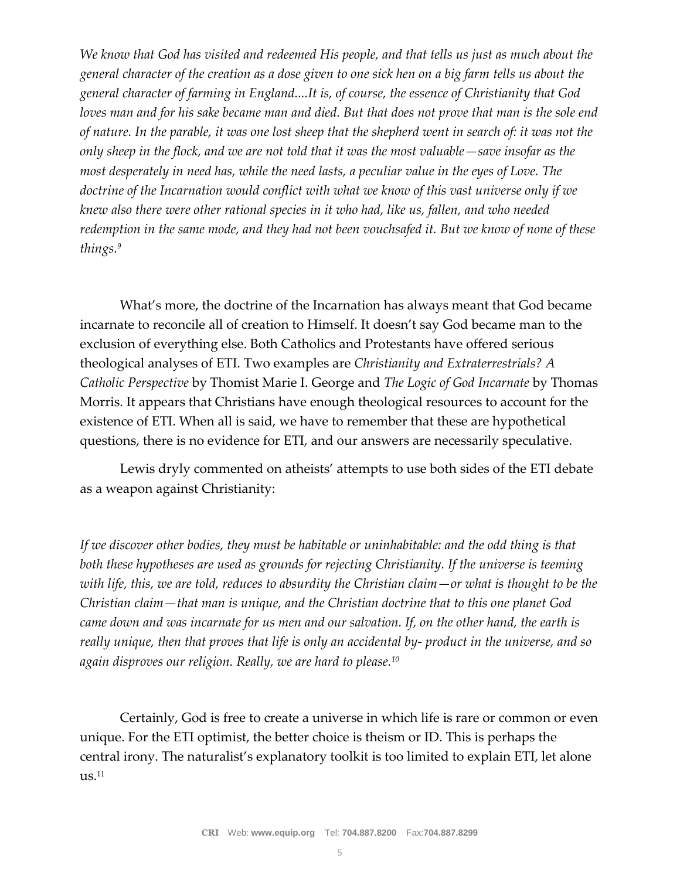*We know that God has visited and redeemed His people, and that tells us just as much about the general character of the creation as a dose given to one sick hen on a big farm tells us about the general character of farming in England....It is, of course, the essence of Christianity that God loves man and for his sake became man and died. But that does not prove that man is the sole end of nature. In the parable, it was one lost sheep that the shepherd went in search of: it was not the only sheep in the flock, and we are not told that it was the most valuable—save insofar as the most desperately in need has, while the need lasts, a peculiar value in the eyes of Love. The doctrine of the Incarnation would conflict with what we know of this vast universe only if we knew also there were other rational species in it who had, like us, fallen, and who needed redemption in the same mode, and they had not been vouchsafed it. But we know of none of these things.*[9]

What's more, the doctrine of the Incarnation has always meant that God became incarnate to reconcile all of creation to Himself. It doesn't say God became man to the exclusion of everything else. Both Catholics and Protestants have offered serious theological analyses of ETI. Two examples are *Christianity and Extraterrestrials? A Catholic Perspective* by Thomist Marie I. George and *The Logic of God Incarnate* by Thomas Morris. It appears that Christians have enough theological resources to account for the existence of ETI. When all is said, we have to remember that these are hypothetical questions, there is no evidence for ETI, and our answers are necessarily speculative.

Lewis dryly commented on atheists' attempts to use both sides of the ETI debate as a weapon against Christianity:

*If we discover other bodies, they must be habitable or uninhabitable: and the odd thing is that both these hypotheses are used as grounds for rejecting Christianity. If the universe is teeming with life, this, we are told, reduces to absurdity the Christian claim—or what is thought to be the Christian claim—that man is unique, and the Christian doctrine that to this one planet God came down and was incarnate for us men and our salvation. If, on the other hand, the earth is really unique, then that proves that life is only an accidental by- product in the universe, and so again disproves our religion. Really, we are hard to please.*[10]

Certainly, God is free to create a universe in which life is rare or common or even unique. For the ETI optimist, the better choice is theism or ID. This is perhaps the central irony. The naturalist's explanatory toolkit is too limited to explain ETI, let alone us.[11]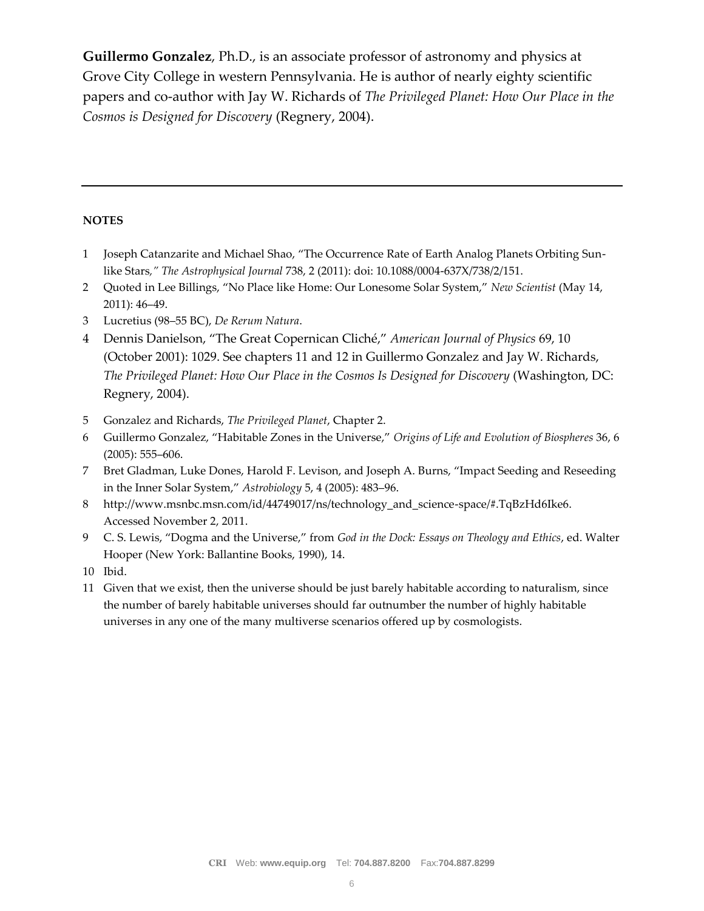**Guillermo Gonzalez**, Ph.D., is an associate professor of astronomy and physics at Grove City College in western Pennsylvania. He is author of nearly eighty scientific papers and co-author with Jay W. Richards of *The Privileged Planet: How Our Place in the Cosmos is Designed for Discovery* (Regnery, 2004).

---

**NOTES**

1. Joseph Catanzarite and Michael Shao, "The Occurrence Rate of Earth Analog Planets Orbiting Sun-like Stars," *The Astrophysical Journal* 738, 2 (2011): doi: 10.1088/0004-637X/738/2/151.
2. Quoted in Lee Billings, "No Place like Home: Our Lonesome Solar System," *New Scientist* (May 14, 2011): 46–49.
3. Lucretius (98–55 BC), *De Rerum Natura*.
4. Dennis Danielson, "The Great Copernican Cliché," *American Journal of Physics* 69, 10 (October 2001): 1029. See chapters 11 and 12 in Guillermo Gonzalez and Jay W. Richards, *The Privileged Planet: How Our Place in the Cosmos Is Designed for Discovery* (Washington, DC: Regnery, 2004).
5. Gonzalez and Richards, *The Privileged Planet*, Chapter 2.
6. Guillermo Gonzalez, "Habitable Zones in the Universe," *Origins of Life and Evolution of Biospheres* 36, 6 (2005): 555–606.
7. Bret Gladman, Luke Dones, Harold F. Levison, and Joseph A. Burns, "Impact Seeding and Reseeding in the Inner Solar System," *Astrobiology* 5, 4 (2005): 483–96.
8. http://www.msnbc.msn.com/id/44749017/ns/technology_and_science-space/#.TqBzHd6Ike6. Accessed November 2, 2011.
9. C. S. Lewis, "Dogma and the Universe," from *God in the Dock: Essays on Theology and Ethics*, ed. Walter Hooper (New York: Ballantine Books, 1990), 14.
10. Ibid.
11. Given that we exist, then the universe should be just barely habitable according to naturalism, since the number of barely habitable universes should far outnumber the number of highly habitable universes in any one of the many multiverse scenarios offered up by cosmologists.